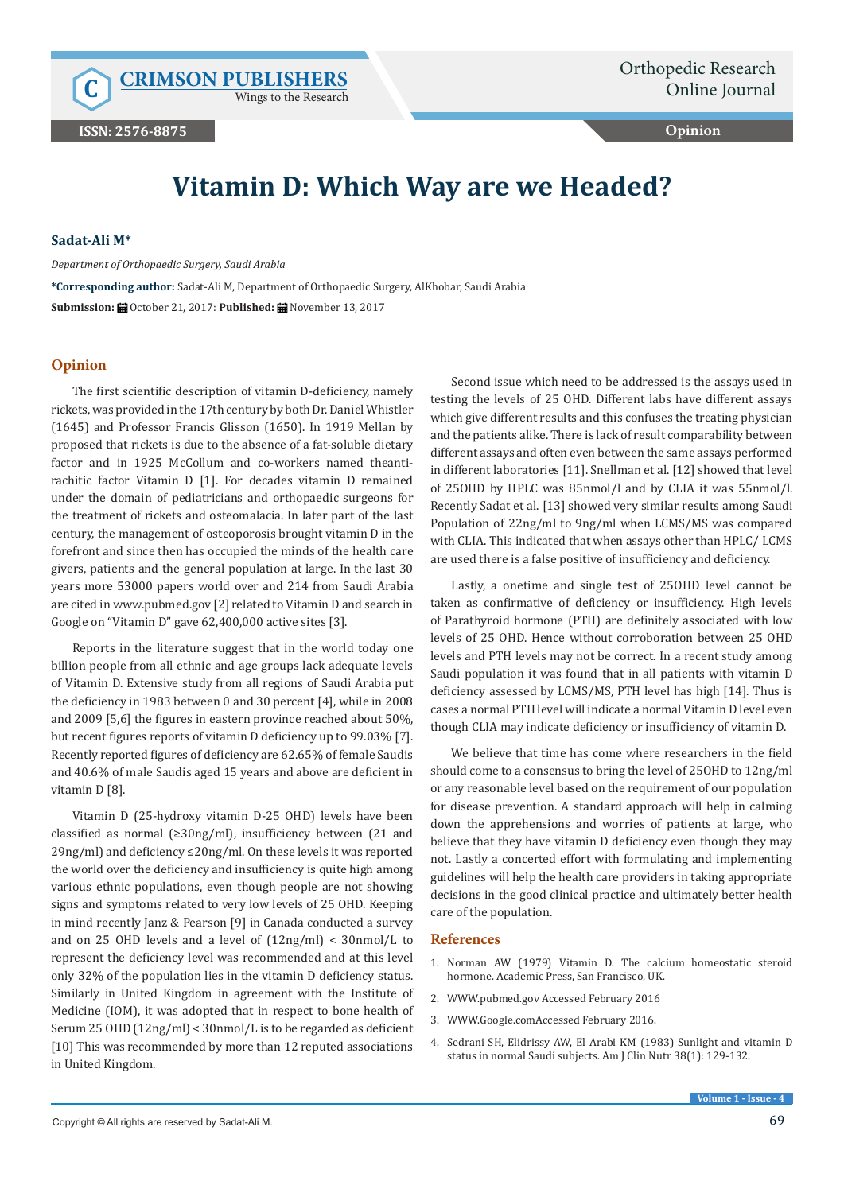# Vitamin D: Which Way are we Headed?

**Sadat-Ali M\***

*Department of Orthopaedic Surgery, Saudi Arabia*

**\*Corresponding author:** Sadat-Ali M, Department of Orthopaedic Surgery, AlKhobar, Saudi Arabia

**Submission:** October 21, 2017: **Published:** November 13, 2017

## Opinion

The first scientific description of vitamin D-deficiency, namely rickets, was provided in the 17th century by both Dr. Daniel Whistler (1645) and Professor Francis Glisson (1650). In 1919 Mellan by proposed that rickets is due to the absence of a fat-soluble dietary factor and in 1925 McCollum and co-workers named theanti-rachitic factor Vitamin D [1]. For decades vitamin D remained under the domain of pediatricians and orthopaedic surgeons for the treatment of rickets and osteomalacia. In later part of the last century, the management of osteoporosis brought vitamin D in the forefront and since then has occupied the minds of the health care givers, patients and the general population at large. In the last 30 years more 53000 papers world over and 214 from Saudi Arabia are cited in www.pubmed.gov [2] related to Vitamin D and search in Google on "Vitamin D" gave 62,400,000 active sites [3].

Reports in the literature suggest that in the world today one billion people from all ethnic and age groups lack adequate levels of Vitamin D. Extensive study from all regions of Saudi Arabia put the deficiency in 1983 between 0 and 30 percent [4], while in 2008 and 2009 [5,6] the figures in eastern province reached about 50%, but recent figures reports of vitamin D deficiency up to 99.03% [7]. Recently reported figures of deficiency are 62.65% of female Saudis and 40.6% of male Saudis aged 15 years and above are deficient in vitamin D [8].

Vitamin D (25-hydroxy vitamin D-25 OHD) levels have been classified as normal (≥30ng/ml), insufficiency between (21 and 29ng/ml) and deficiency ≤20ng/ml. On these levels it was reported the world over the deficiency and insufficiency is quite high among various ethnic populations, even though people are not showing signs and symptoms related to very low levels of 25 OHD. Keeping in mind recently Janz & Pearson [9] in Canada conducted a survey and on 25 OHD levels and a level of (12ng/ml) < 30nmol/L to represent the deficiency level was recommended and at this level only 32% of the population lies in the vitamin D deficiency status. Similarly in United Kingdom in agreement with the Institute of Medicine (IOM), it was adopted that in respect to bone health of Serum 25 OHD (12ng/ml) < 30nmol/L is to be regarded as deficient [10] This was recommended by more than 12 reputed associations in United Kingdom.

Second issue which need to be addressed is the assays used in testing the levels of 25 OHD. Different labs have different assays which give different results and this confuses the treating physician and the patients alike. There is lack of result comparability between different assays and often even between the same assays performed in different laboratories [11]. Snellman et al. [12] showed that level of 25OHD by HPLC was 85nmol/l and by CLIA it was 55nmol/l. Recently Sadat et al. [13] showed very similar results among Saudi Population of 22ng/ml to 9ng/ml when LCMS/MS was compared with CLIA. This indicated that when assays other than HPLC/ LCMS are used there is a false positive of insufficiency and deficiency.

Lastly, a onetime and single test of 25OHD level cannot be taken as confirmative of deficiency or insufficiency. High levels of Parathyroid hormone (PTH) are definitely associated with low levels of 25 OHD. Hence without corroboration between 25 OHD levels and PTH levels may not be correct. In a recent study among Saudi population it was found that in all patients with vitamin D deficiency assessed by LCMS/MS, PTH level has high [14]. Thus is cases a normal PTH level will indicate a normal Vitamin D level even though CLIA may indicate deficiency or insufficiency of vitamin D.

We believe that time has come where researchers in the field should come to a consensus to bring the level of 25OHD to 12ng/ml or any reasonable level based on the requirement of our population for disease prevention. A standard approach will help in calming down the apprehensions and worries of patients at large, who believe that they have vitamin D deficiency even though they may not. Lastly a concerted effort with formulating and implementing guidelines will help the health care providers in taking appropriate decisions in the good clinical practice and ultimately better health care of the population.

## References

1. Norman AW (1979) Vitamin D. The calcium homeostatic steroid hormone. Academic Press, San Francisco, UK.
2. WWW.pubmed.gov Accessed February 2016
3. WWW.Google.comAccessed February 2016.
4. Sedrani SH, Elidrissy AW, El Arabi KM (1983) Sunlight and vitamin D status in normal Saudi subjects. Am J Clin Nutr 38(1): 129-132.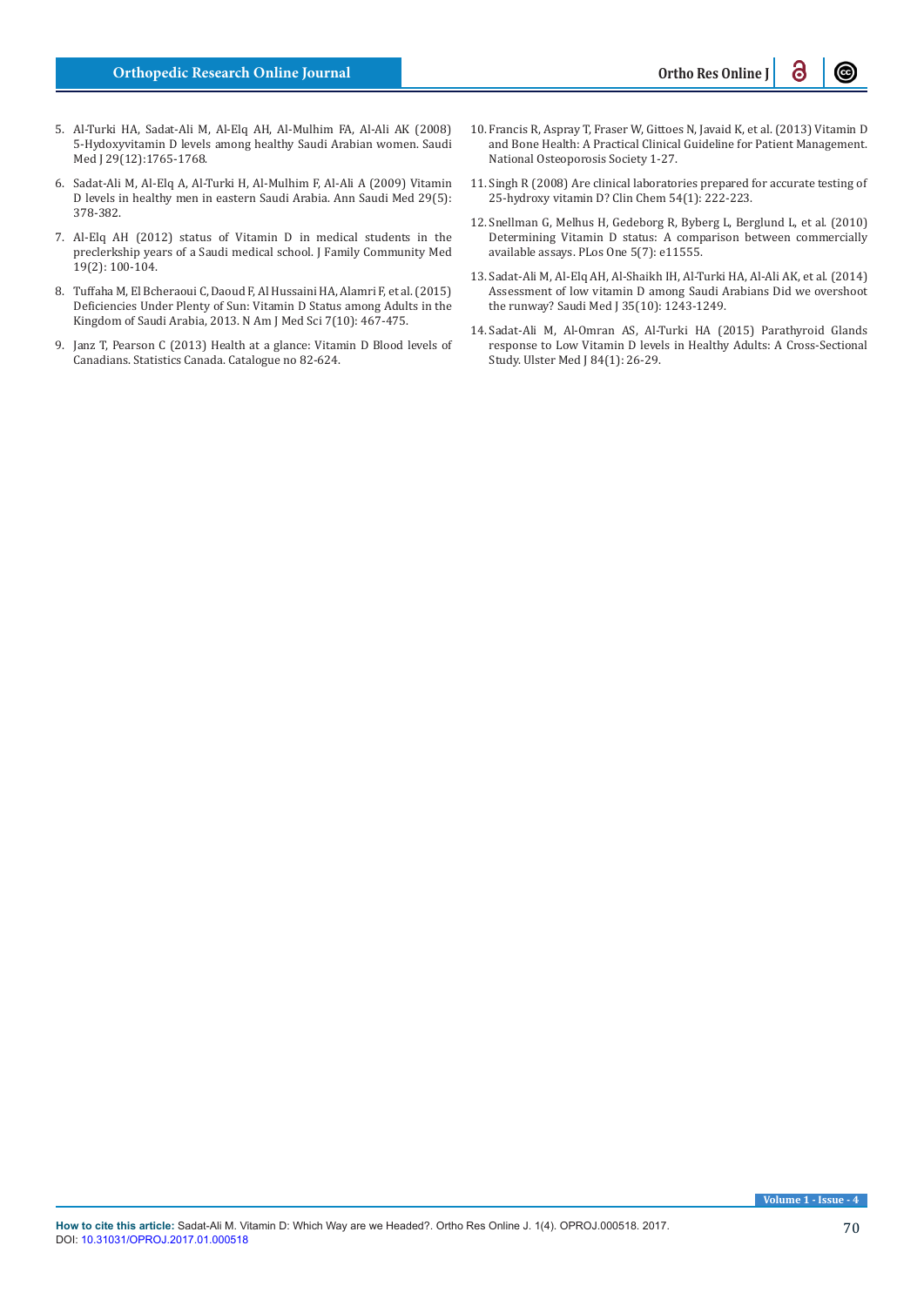5. Al-Turki HA, Sadat-Ali M, Al-Elq AH, Al-Mulhim FA, Al-Ali AK (2008) 5-Hydoxyvitamin D levels among healthy Saudi Arabian women. Saudi Med J 29(12):1765-1768.

6. Sadat-Ali M, Al-Elq A, Al-Turki H, Al-Mulhim F, Al-Ali A (2009) Vitamin D levels in healthy men in eastern Saudi Arabia. Ann Saudi Med 29(5): 378-382.

7. Al-Elq AH (2012) status of Vitamin D in medical students in the preclerkship years of a Saudi medical school. J Family Community Med 19(2): 100-104.

8. Tuffaha M, El Bcheraoui C, Daoud F, Al Hussaini HA, Alamri F, et al. (2015) Deficiencies Under Plenty of Sun: Vitamin D Status among Adults in the Kingdom of Saudi Arabia, 2013. N Am J Med Sci 7(10): 467-475.

9. Janz T, Pearson C (2013) Health at a glance: Vitamin D Blood levels of Canadians. Statistics Canada. Catalogue no 82-624.

10. Francis R, Aspray T, Fraser W, Gittoes N, Javaid K, et al. (2013) Vitamin D and Bone Health: A Practical Clinical Guideline for Patient Management. National Osteoporosis Society 1-27.

11. Singh R (2008) Are clinical laboratories prepared for accurate testing of 25-hydroxy vitamin D? Clin Chem 54(1): 222-223.

12. Snellman G, Melhus H, Gedeborg R, Byberg L, Berglund L, et al. (2010) Determining Vitamin D status: A comparison between commercially available assays. PLos One 5(7): e11555.

13. Sadat-Ali M, Al-Elq AH, Al-Shaikh IH, Al-Turki HA, Al-Ali AK, et al. (2014) Assessment of low vitamin D among Saudi Arabians Did we overshoot the runway? Saudi Med J 35(10): 1243-1249.

14. Sadat-Ali M, Al-Omran AS, Al-Turki HA (2015) Parathyroid Glands response to Low Vitamin D levels in Healthy Adults: A Cross-Sectional Study. Ulster Med J 84(1): 26-29.

**How to cite this article:** Sadat-Ali M. Vitamin D: Which Way are we Headed?. Ortho Res Online J. 1(4). OPROJ.000518. 2017. DOI: 10.31031/OPROJ.2017.01.000518